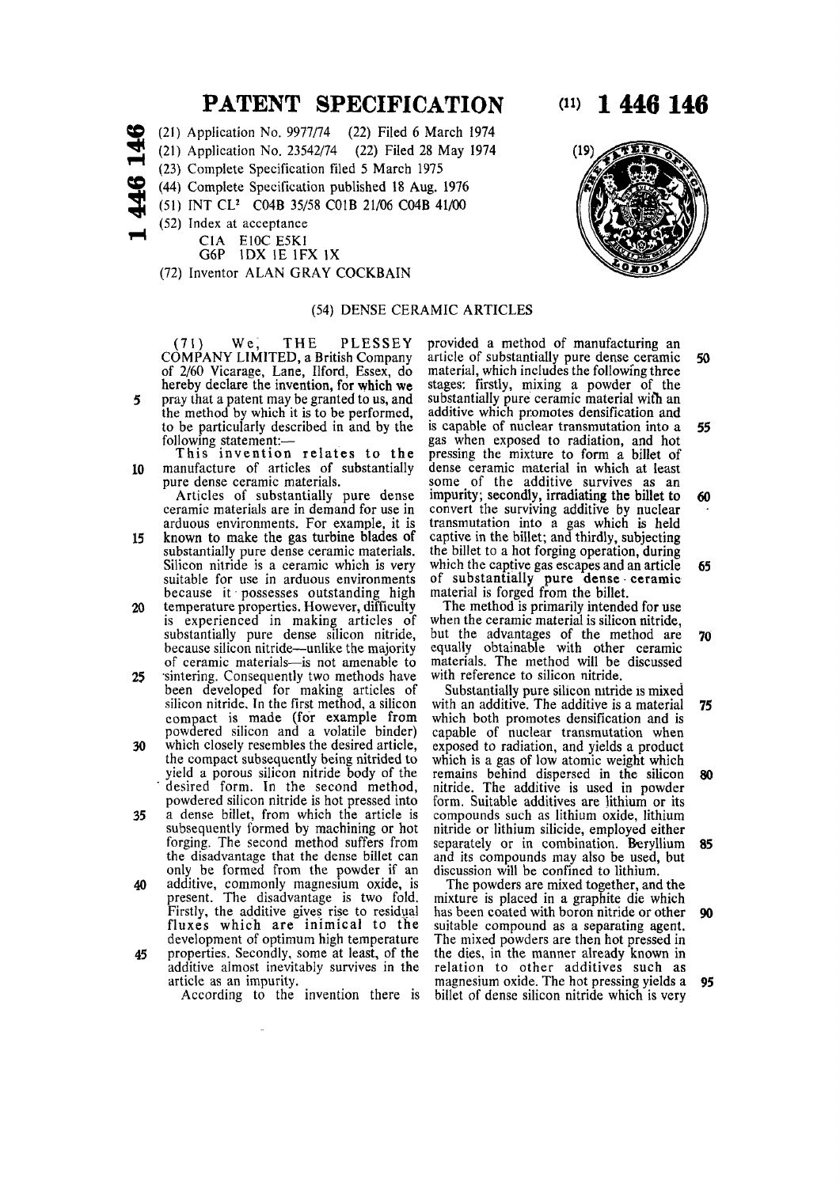# PATENT SPECIFICATION

(11) 1 446 146

(21) Application No. 9977/74 (22) Filed 6 March 1974
(21) Application No. 23542/74 (22) Filed 28 May 1974
(23) Complete Specification filed 5 March 1975
(44) Complete Specification published 18 Aug. 1976
(51) INT CL[2] C04B 35/58 C01B 21/06 C04B 41/00
(52) Index at acceptance
C1A E10C E5K1
G6P 1DX 1E 1FX 1X
(72) Inventor ALAN GRAY COCKBAIN

## (54) DENSE CERAMIC ARTICLES

(71) We, THE PLESSEY COMPANY LIMITED, a British Company of 2/60 Vicarage, Lane, Ilford, Essex, do hereby declare the invention, for which we pray that a patent may be granted to us, and the method by which it is to be performed, to be particularly described in and by the following statement:—

This invention relates to the manufacture of articles of substantially pure dense ceramic materials.

Articles of substantially pure dense ceramic materials are in demand for use in arduous environments. For example, it is known to make the gas turbine blades of substantially pure dense ceramic materials. Silicon nitride is a ceramic which is very suitable for use in arduous environments because it possesses outstanding high temperature properties. However, difficulty is experienced in making articles of substantially pure dense silicon nitride, because silicon nitride—unlike the majority of ceramic materials—is not amenable to sintering. Consequently two methods have been developed for making articles of silicon nitride. In the first method, a silicon compact is made (for example from powdered silicon and a volatile binder) which closely resembles the desired article, the compact subsequently being nitrided to yield a porous silicon nitride body of the desired form. In the second method, powdered silicon nitride is hot pressed into a dense billet, from which the article is subsequently formed by machining or hot forging. The second method suffers from the disadvantage that the dense billet can only be formed from the powder if an additive, commonly magnesium oxide, is present. The disadvantage is two fold. Firstly, the additive gives rise to residual fluxes which are inimical to the development of optimum high temperature properties. Secondly, some at least, of the additive almost inevitably survives in the article as an impurity.

According to the invention there is provided a method of manufacturing an article of substantially pure dense ceramic material, which includes the following three stages: firstly, mixing a powder of the substantially pure ceramic material with an additive which promotes densification and is capable of nuclear transmutation into a gas when exposed to radiation, and hot pressing the mixture to form a billet of dense ceramic material in which at least some of the additive survives as an impurity; secondly, irradiating the billet to convert the surviving additive by nuclear transmutation into a gas which is held captive in the billet; and thirdly, subjecting the billet to a hot forging operation, during which the captive gas escapes and an article of substantially pure dense ceramic material is forged from the billet.

The method is primarily intended for use when the ceramic material is silicon nitride, but the advantages of the method are equally obtainable with other ceramic materials. The method will be discussed with reference to silicon nitride.

Substantially pure silicon nitride is mixed with an additive. The additive is a material which both promotes densification and is capable of nuclear transmutation when exposed to radiation, and yields a product which is a gas of low atomic weight which remains behind dispersed in the silicon nitride. The additive is used in powder form. Suitable additives are lithium or its compounds such as lithium oxide, lithium nitride or lithium silicide, employed either separately or in combination. Beryllium and its compounds may also be used, but discussion will be confined to lithium.

The powders are mixed together, and the mixture is placed in a graphite die which has been coated with boron nitride or other suitable compound as a separating agent. The mixed powders are then hot pressed in the dies, in the manner already known in relation to other additives such as magnesium oxide. The hot pressing yields a billet of dense silicon nitride which is very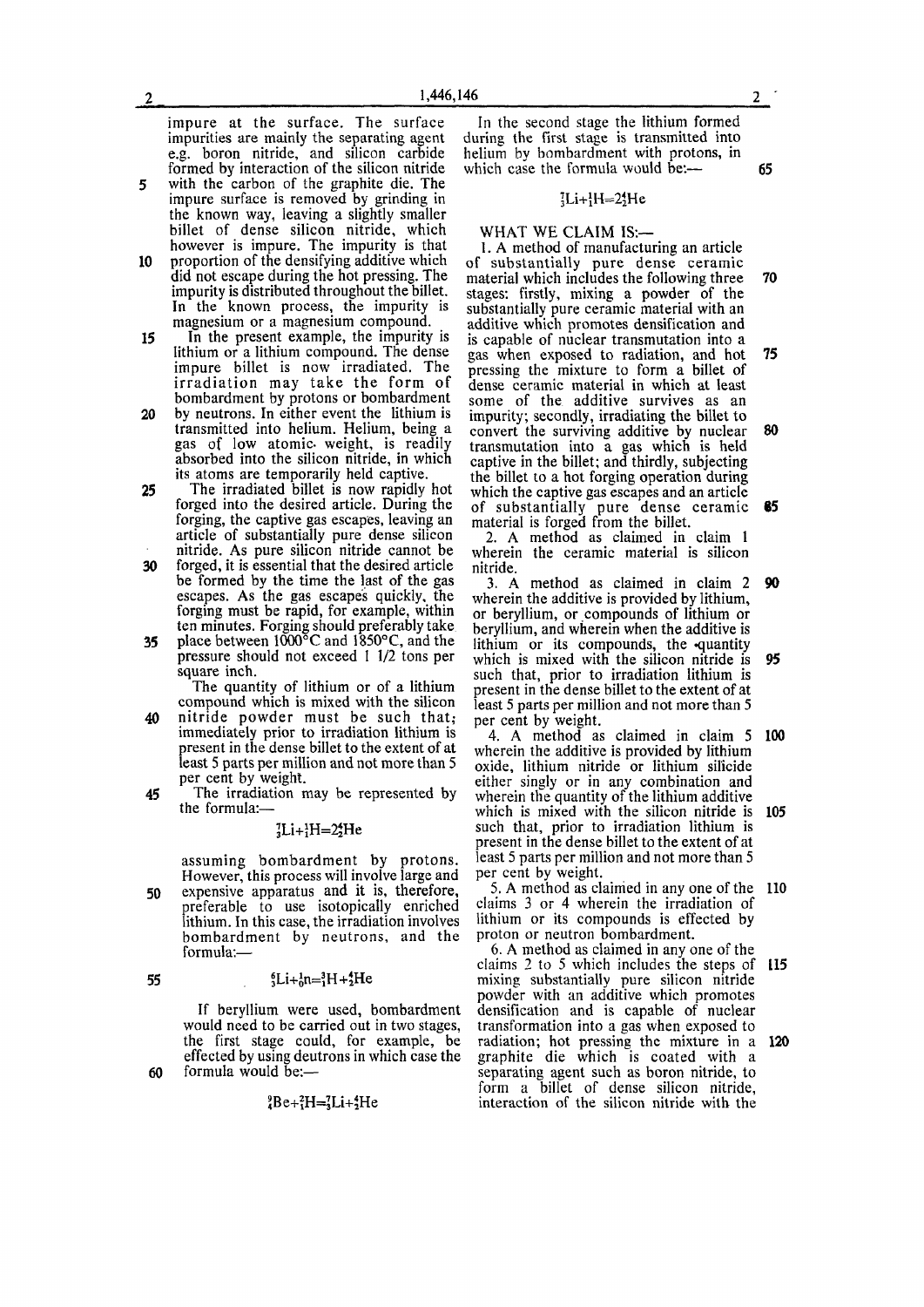impure at the surface. The surface impurities are mainly the separating agent e.g. boron nitride, and silicon carbide formed by interaction of the silicon nitride with the carbon of the graphite die. The impure surface is removed by grinding in the known way, leaving a slightly smaller billet of dense silicon nitride, which however is impure. The impurity is that proportion of the densifying additive which did not escape during the hot pressing. The impurity is distributed throughout the billet. In the known process, the impurity is magnesium or a magnesium compound.

In the present example, the impurity is lithium or a lithium compound. The dense impure billet is now irradiated. The irradiation may take the form of bombardment by protons or bombardment by neutrons. In either event the lithium is transmitted into helium. Helium, being a gas of low atomic weight, is readily absorbed into the silicon nitride, in which its atoms are temporarily held captive.

The irradiated billet is now rapidly hot forged into the desired article. During the forging, the captive gas escapes, leaving an article of substantially pure dense silicon nitride. As pure silicon nitride cannot be forged, it is essential that the desired article be formed by the time the last of the gas escapes. As the gas escapes quickly, the forging must be rapid, for example, within ten minutes. Forging should preferably take place between 1000°C and 1850°C, and the pressure should not exceed 1 1/2 tons per square inch.

The quantity of lithium or of a lithium compound which is mixed with the silicon nitride powder must be such that; immediately prior to irradiation lithium is present in the dense billet to the extent of at least 5 parts per million and not more than 5 per cent by weight.

The irradiation may be represented by the formula:—

$$^{7}_{3}Li + ^{1}_{1}H = 2^{4}_{2}He$$

assuming bombardment by protons. However, this process will involve large and expensive apparatus and it is, therefore, preferable to use isotopically enriched lithium. In this case, the irradiation involves bombardment by neutrons, and the formula:—

$$^{6}_{3}Li + ^{1}_{0}n = ^{3}_{1}H + ^{4}_{2}He$$

If beryllium were used, bombardment would need to be carried out in two stages, the first stage could, for example, be effected by using deutrons in which case the formula would be:—

$$^{9}_{4}Be + ^{2}_{1}H = ^{7}_{3}Li + ^{4}_{2}He$$

In the second stage the lithium formed during the first stage is transmitted into helium by bombardment with protons, in which case the formula would be:—

$$^{7}_{3}Li + ^{1}_{1}H = 2^{4}_{2}He$$

WHAT WE CLAIM IS:—

1. A method of manufacturing an article of substantially pure dense ceramic material which includes the following three stages: firstly, mixing a powder of the substantially pure ceramic material with an additive which promotes densification and is capable of nuclear transmutation into a gas when exposed to radiation, and hot pressing the mixture to form a billet of dense ceramic material in which at least some of the additive survives as an impurity; secondly, irradiating the billet to convert the surviving additive by nuclear transmutation into a gas which is held captive in the billet; and thirdly, subjecting the billet to a hot forging operation during which the captive gas escapes and an article of substantially pure dense ceramic material is forged from the billet.

2. A method as claimed in claim 1 wherein the ceramic material is silicon nitride.

3. A method as claimed in claim 2 wherein the additive is provided by lithium, or beryllium, or compounds of lithium or beryllium, and wherein when the additive is lithium or its compounds, the quantity which is mixed with the silicon nitride is such that, prior to irradiation lithium is present in the dense billet to the extent of at least 5 parts per million and not more than 5 per cent by weight.

4. A method as claimed in claim 5 wherein the additive is provided by lithium oxide, lithium nitride or lithium silicide either singly or in any combination and wherein the quantity of the lithium additive which is mixed with the silicon nitride is such that, prior to irradiation lithium is present in the dense billet to the extent of at least 5 parts per million and not more than 5 per cent by weight.

5. A method as claimed in any one of the claims 3 or 4 wherein the irradiation of lithium or its compounds is effected by proton or neutron bombardment.

6. A method as claimed in any one of the claims 2 to 5 which includes the steps of mixing substantially pure silicon nitride powder with an additive which promotes densification and is capable of nuclear transformation into a gas when exposed to radiation; hot pressing the mixture in a graphite die which is coated with a separating agent such as boron nitride, to form a billet of dense silicon nitride, interaction of the silicon nitride with the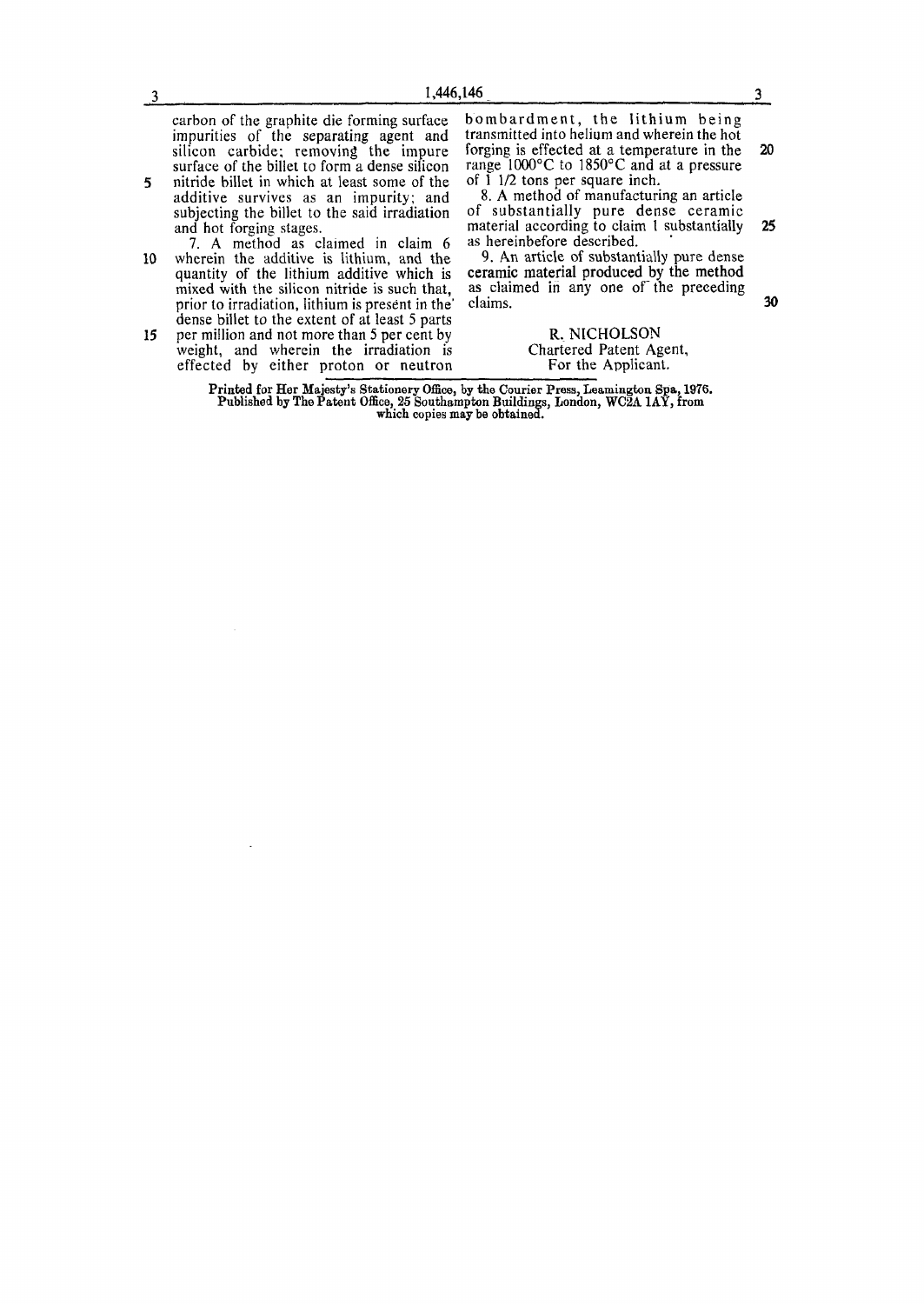carbon of the graphite die forming surface impurities of the separating agent and silicon carbide; removing the impure surface of the billet to form a dense silicon nitride billet in which at least some of the additive survives as an impurity; and subjecting the billet to the said irradiation and hot forging stages.

7. A method as claimed in claim 6 wherein the additive is lithium, and the quantity of the lithium additive which is mixed with the silicon nitride is such that, prior to irradiation, lithium is present in the dense billet to the extent of at least 5 parts per million and not more than 5 per cent by weight, and wherein the irradiation is effected by either proton or neutron bombardment, the lithium being transmitted into helium and wherein the hot forging is effected at a temperature in the range 1000°C to 1850°C and at a pressure of 1 1/2 tons per square inch.

8. A method of manufacturing an article of substantially pure dense ceramic material according to claim 1 substantially as hereinbefore described.

9. An article of substantially pure dense ceramic material produced by the method as claimed in any one of the preceding claims.

R. NICHOLSON
Chartered Patent Agent,
For the Applicant.

Printed for Her Majesty's Stationery Office, by the Courier Press, Leamington Spa, 1976.
Published by The Patent Office, 25 Southampton Buildings, London, WC2A 1AY, from which copies may be obtained.